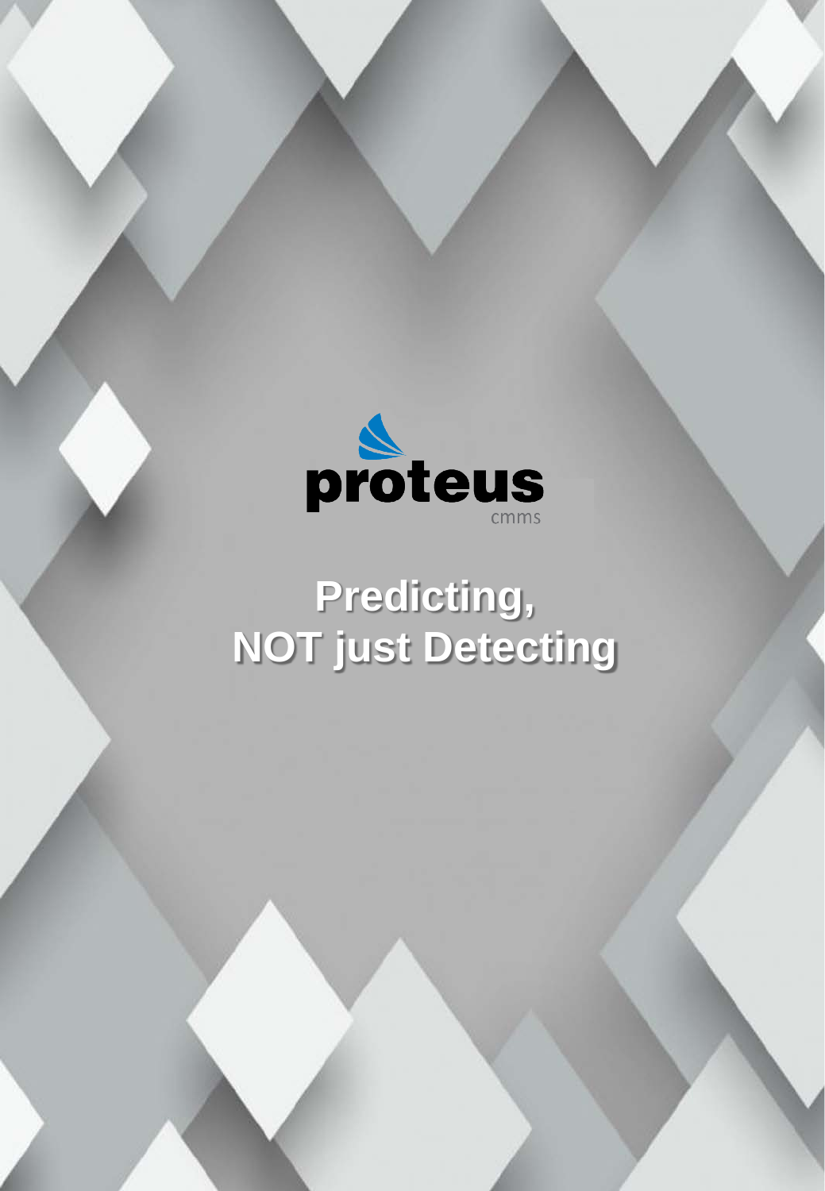proteus

cmms

# Predicting, NOT just Detecting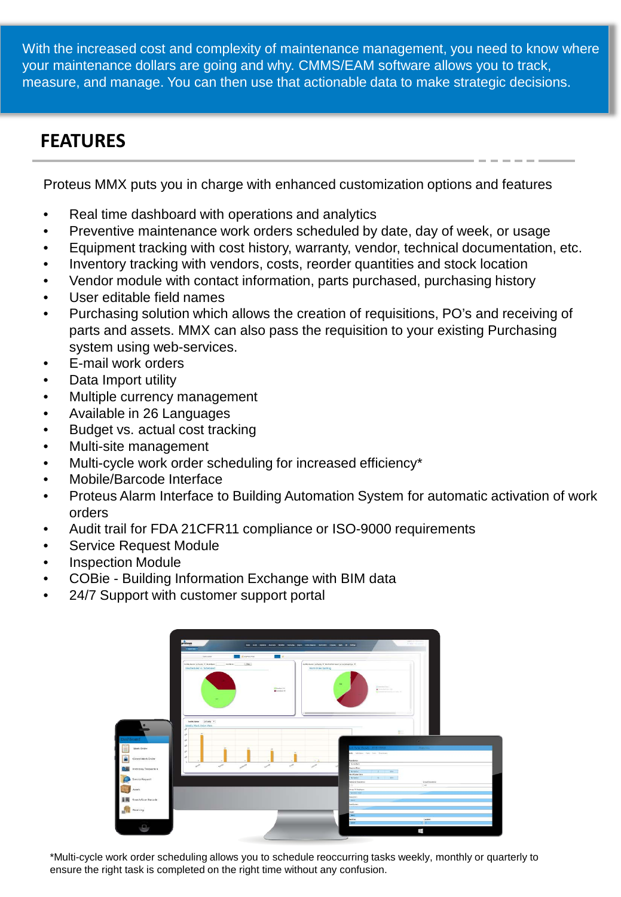With the increased cost and complexity of maintenance management, you need to know where your maintenance dollars are going and why. CMMS/EAM software allows you to track, measure, and manage. You can then use that actionable data to make strategic decisions.

## FEATURES

Proteus MMX puts you in charge with enhanced customization options and features

- Real time dashboard with operations and analytics
- Preventive maintenance work orders scheduled by date, day of week, or usage
- Equipment tracking with cost history, warranty, vendor, technical documentation, etc.
- Inventory tracking with vendors, costs, reorder quantities and stock location
- Vendor module with contact information, parts purchased, purchasing history
- User editable field names
- Purchasing solution which allows the creation of requisitions, PO's and receiving of parts and assets. MMX can also pass the requisition to your existing Purchasing system using web-services.
- E-mail work orders
- Data Import utility
- Multiple currency management
- Available in 26 Languages
- Budget vs. actual cost tracking
- Multi-site management
- Multi-cycle work order scheduling for increased efficiency*
- Mobile/Barcode Interface
- Proteus Alarm Interface to Building Automation System for automatic activation of work orders
- Audit trail for FDA 21CFR11 compliance or ISO-9000 requirements
- Service Request Module
- Inspection Module
- COBie - Building Information Exchange with BIM data
- 24/7 Support with customer support portal

*Multi-cycle work order scheduling allows you to schedule reoccurring tasks weekly, monthly or quarterly to ensure the right task is completed on the right time without any confusion.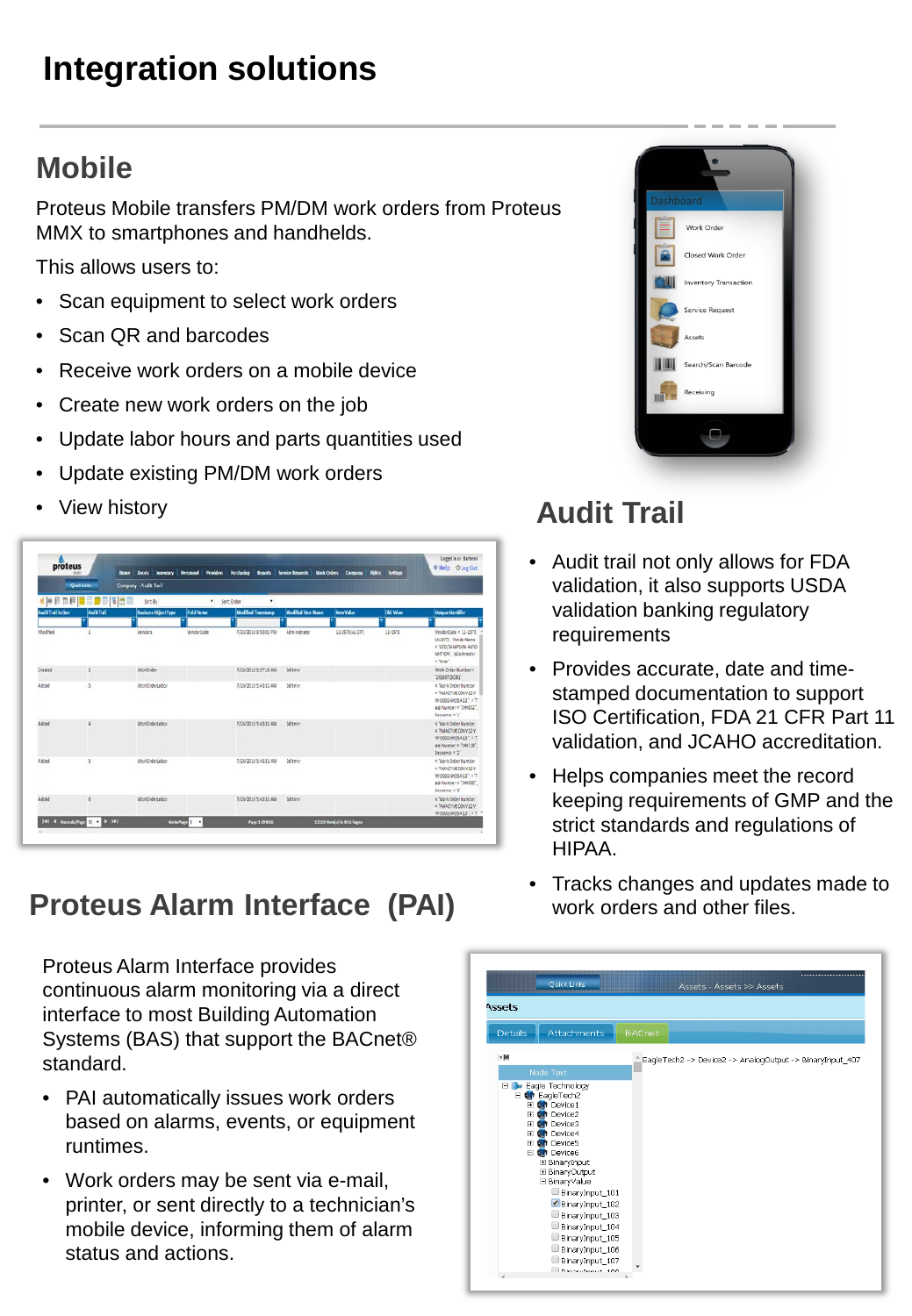# Integration solutions

## Mobile

Proteus Mobile transfers PM/DM work orders from Proteus MMX to smartphones and handhelds.

This allows users to:

- Scan equipment to select work orders
- Scan QR and barcodes
- Receive work orders on a mobile device
- Create new work orders on the job
- Update labor hours and parts quantities used
- Update existing PM/DM work orders
- View history

## Audit Trail

- Audit trail not only allows for FDA validation, it also supports USDA validation banking regulatory requirements
- Provides accurate, date and time-stamped documentation to support ISO Certification, FDA 21 CFR Part 11 validation, and JCAHO accreditation.
- Helps companies meet the record keeping requirements of GMP and the strict standards and regulations of HIPAA.
- Tracks changes and updates made to work orders and other files.

## Proteus Alarm Interface (PAI)

Proteus Alarm Interface provides continuous alarm monitoring via a direct interface to most Building Automation Systems (BAS) that support the BACnet® standard.

- PAI automatically issues work orders based on alarms, events, or equipment runtimes.
- Work orders may be sent via e-mail, printer, or sent directly to a technician's mobile device, informing them of alarm status and actions.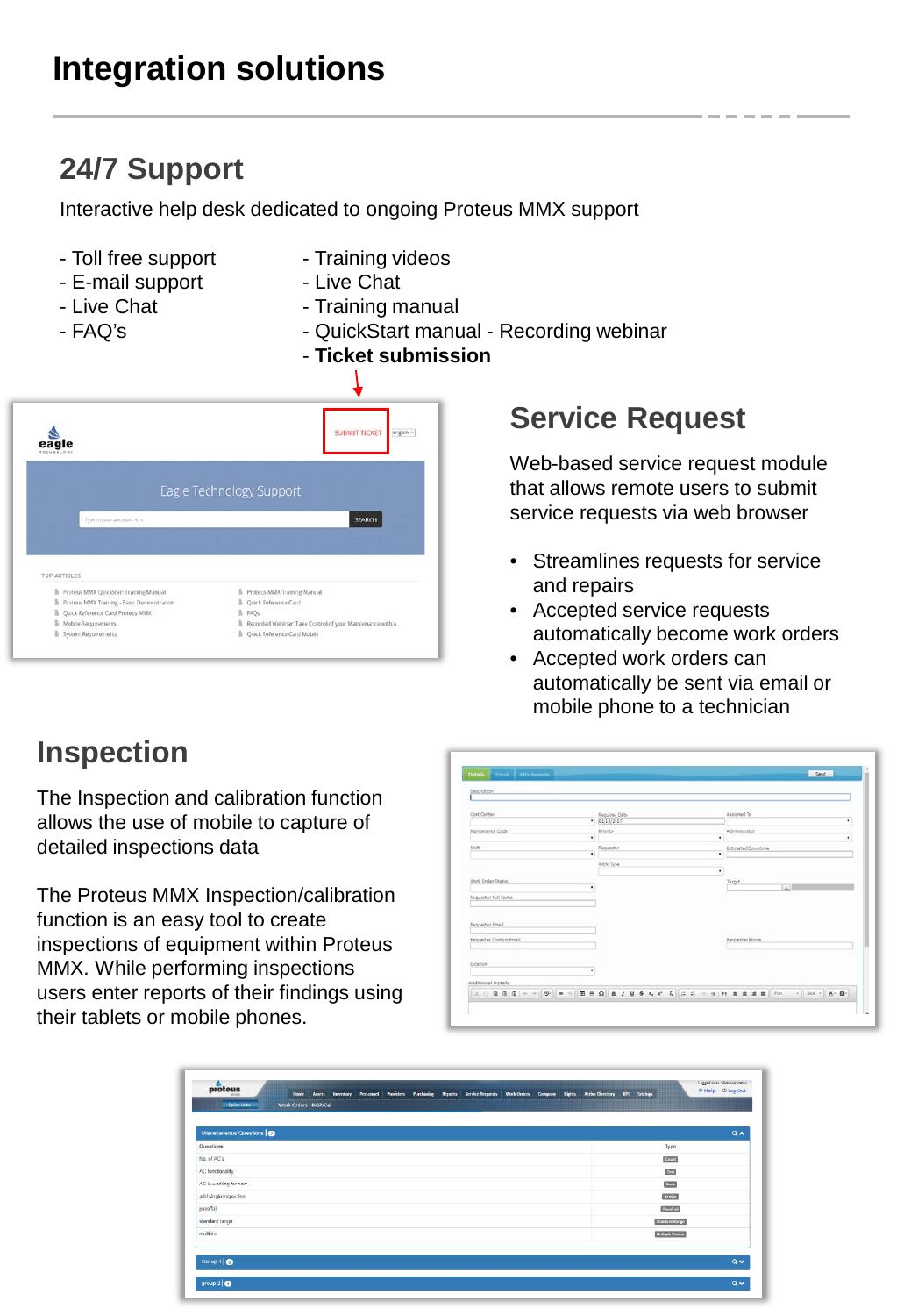# Integration solutions

## 24/7 Support

Interactive help desk dedicated to ongoing Proteus MMX support

- Toll free support
- E-mail support
- Live Chat
- FAQ's

- Training videos
- Live Chat
- Training manual
- QuickStart manual - Recording webinar
- **Ticket submission**

## Service Request

Web-based service request module that allows remote users to submit service requests via web browser

- Streamlines requests for service and repairs
- Accepted service requests automatically become work orders
- Accepted work orders can automatically be sent via email or mobile phone to a technician

## Inspection

The Inspection and calibration function allows the use of mobile to capture of detailed inspections data

The Proteus MMX Inspection/calibration function is an easy tool to create inspections of equipment within Proteus MMX. While performing inspections users enter reports of their findings using their tablets or mobile phones.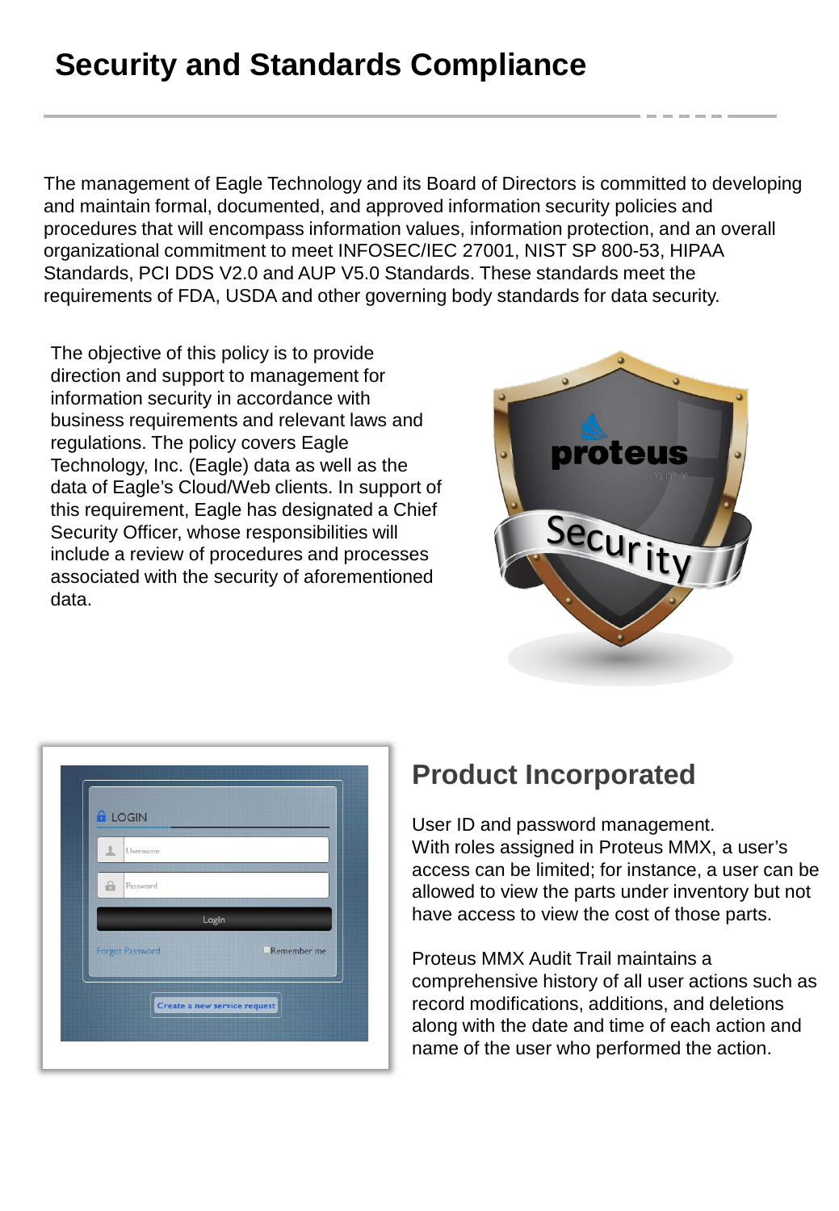# Security and Standards Compliance

The management of Eagle Technology and its Board of Directors is committed to developing and maintain formal, documented, and approved information security policies and procedures that will encompass information values, information protection, and an overall organizational commitment to meet INFOSEC/IEC 27001, NIST SP 800-53, HIPAA Standards, PCI DDS V2.0 and AUP V5.0 Standards. These standards meet the requirements of FDA, USDA and other governing body standards for data security.

The objective of this policy is to provide direction and support to management for information security in accordance with business requirements and relevant laws and regulations. The policy covers Eagle Technology, Inc. (Eagle) data as well as the data of Eagle's Cloud/Web clients. In support of this requirement, Eagle has designated a Chief Security Officer, whose responsibilities will include a review of procedures and processes associated with the security of aforementioned data.

## Product Incorporated

User ID and password management.
With roles assigned in Proteus MMX, a user's access can be limited; for instance, a user can be allowed to view the parts under inventory but not have access to view the cost of those parts.

Proteus MMX Audit Trail maintains a comprehensive history of all user actions such as record modifications, additions, and deletions along with the date and time of each action and name of the user who performed the action.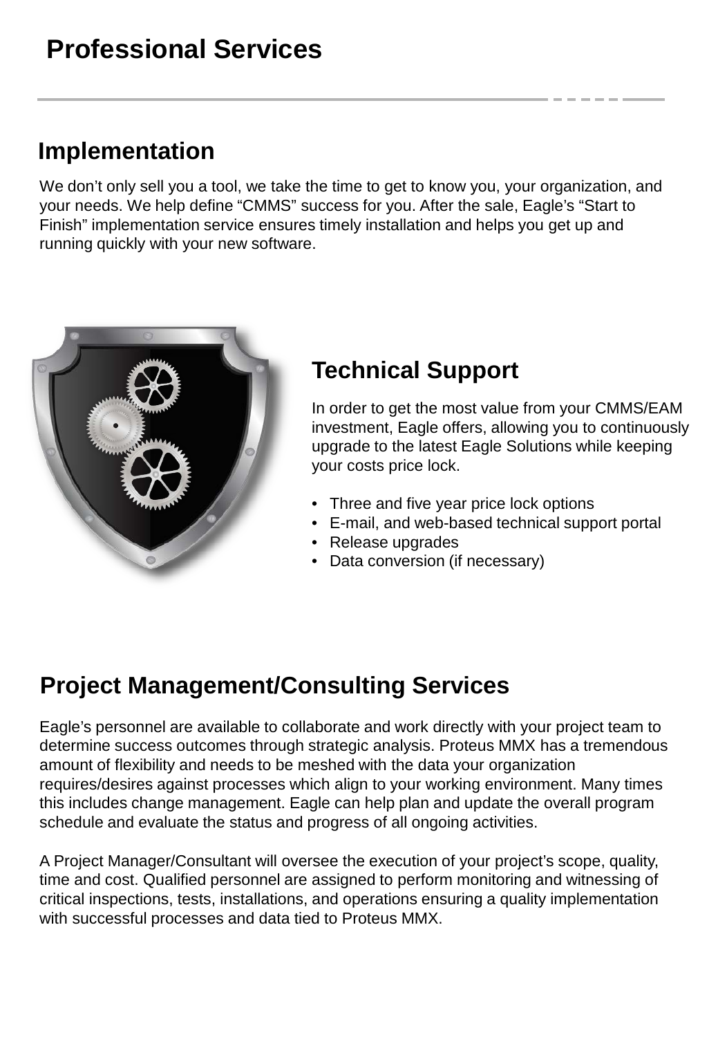# Professional Services

## Implementation

We don't only sell you a tool, we take the time to get to know you, your organization, and your needs. We help define "CMMS" success for you. After the sale, Eagle's "Start to Finish" implementation service ensures timely installation and helps you get up and running quickly with your new software.

## Technical Support

In order to get the most value from your CMMS/EAM investment, Eagle offers, allowing you to continuously upgrade to the latest Eagle Solutions while keeping your costs price lock.

- Three and five year price lock options
- E-mail, and web-based technical support portal
- Release upgrades
- Data conversion (if necessary)

## Project Management/Consulting Services

Eagle's personnel are available to collaborate and work directly with your project team to determine success outcomes through strategic analysis. Proteus MMX has a tremendous amount of flexibility and needs to be meshed with the data your organization requires/desires against processes which align to your working environment. Many times this includes change management. Eagle can help plan and update the overall program schedule and evaluate the status and progress of all ongoing activities.

A Project Manager/Consultant will oversee the execution of your project's scope, quality, time and cost. Qualified personnel are assigned to perform monitoring and witnessing of critical inspections, tests, installations, and operations ensuring a quality implementation with successful processes and data tied to Proteus MMX.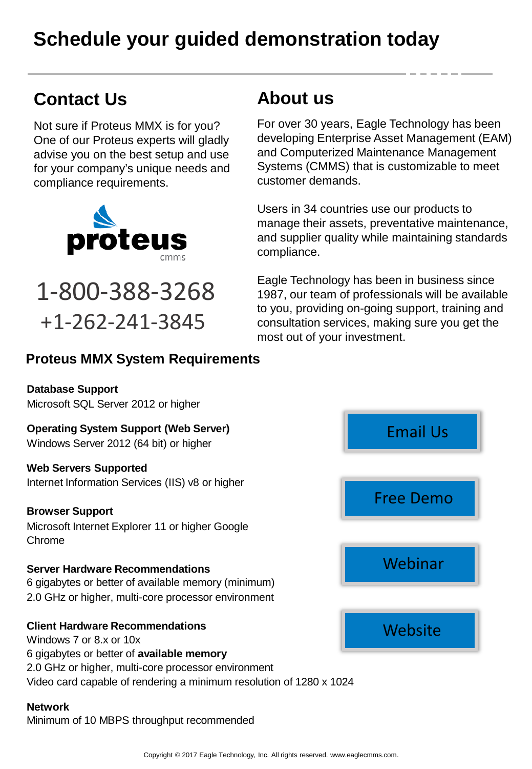# Schedule your guided demonstration today

## Contact Us

Not sure if Proteus MMX is for you? One of our Proteus experts will gladly advise you on the best setup and use for your company's unique needs and compliance requirements.

proteus
cmms

1-800-388-3268
+1-262-241-3845

## About us

For over 30 years, Eagle Technology has been developing Enterprise Asset Management (EAM) and Computerized Maintenance Management Systems (CMMS) that is customizable to meet customer demands.

Users in 34 countries use our products to manage their assets, preventative maintenance, and supplier quality while maintaining standards compliance.

Eagle Technology has been in business since 1987, our team of professionals will be available to you, providing on-going support, training and consultation services, making sure you get the most out of your investment.

### Proteus MMX System Requirements

**Database Support**
Microsoft SQL Server 2012 or higher

**Operating System Support (Web Server)**
Windows Server 2012 (64 bit) or higher

**Web Servers Supported**
Internet Information Services (IIS) v8 or higher

**Browser Support**
Microsoft Internet Explorer 11 or higher Google Chrome

**Server Hardware Recommendations**
6 gigabytes or better of available memory (minimum)
2.0 GHz or higher, multi-core processor environment

**Client Hardware Recommendations**
Windows 7 or 8.x or 10x
6 gigabytes or better of **available memory**
2.0 GHz or higher, multi-core processor environment
Video card capable of rendering a minimum resolution of 1280 x 1024

**Network**
Minimum of 10 MBPS throughput recommended

Email Us

Free Demo

Webinar

Website

Copyright © 2017 Eagle Technology, Inc. All rights reserved. www.eaglecmms.com.